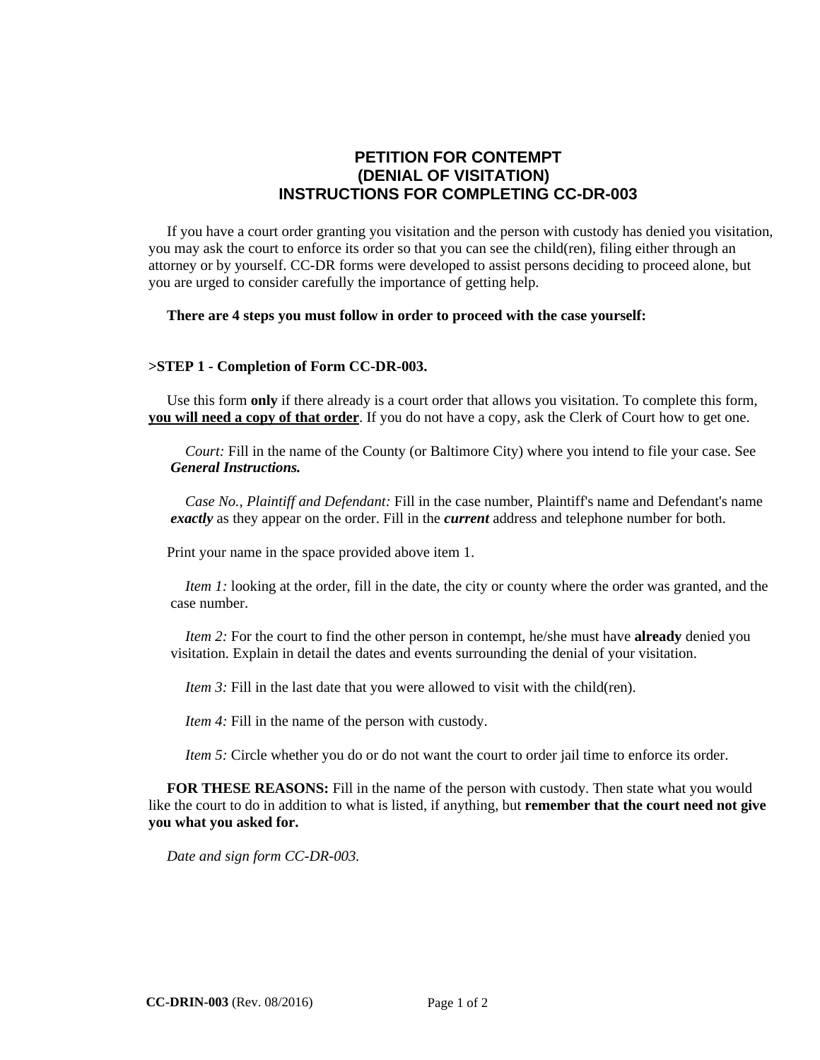# PETITION FOR CONTEMPT
# (DENIAL OF VISITATION)
# INSTRUCTIONS FOR COMPLETING CC-DR-003

If you have a court order granting you visitation and the person with custody has denied you visitation, you may ask the court to enforce its order so that you can see the child(ren), filing either through an attorney or by yourself. CC-DR forms were developed to assist persons deciding to proceed alone, but you are urged to consider carefully the importance of getting help.

**There are 4 steps you must follow in order to proceed with the case yourself:**

**>STEP 1 - Completion of Form CC-DR-003.**

Use this form **only** if there already is a court order that allows you visitation. To complete this form, **<u>you will need a copy of that order</u>**. If you do not have a copy, ask the Clerk of Court how to get one.

*Court:* Fill in the name of the County (or Baltimore City) where you intend to file your case. See ***General Instructions.***

*Case No., Plaintiff and Defendant:* Fill in the case number, Plaintiff's name and Defendant's name ***exactly*** as they appear on the order. Fill in the ***current*** address and telephone number for both.

Print your name in the space provided above item 1.

*Item 1:* looking at the order, fill in the date, the city or county where the order was granted, and the case number.

*Item 2:* For the court to find the other person in contempt, he/she must have **already** denied you visitation. Explain in detail the dates and events surrounding the denial of your visitation.

*Item 3:* Fill in the last date that you were allowed to visit with the child(ren).

*Item 4:* Fill in the name of the person with custody.

*Item 5:* Circle whether you do or do not want the court to order jail time to enforce its order.

**FOR THESE REASONS:** Fill in the name of the person with custody. Then state what you would like the court to do in addition to what is listed, if anything, but **remember that the court need not give you what you asked for.**

*Date and sign form CC-DR-003.*

**CC-DRIN-003** (Rev. 08/2016)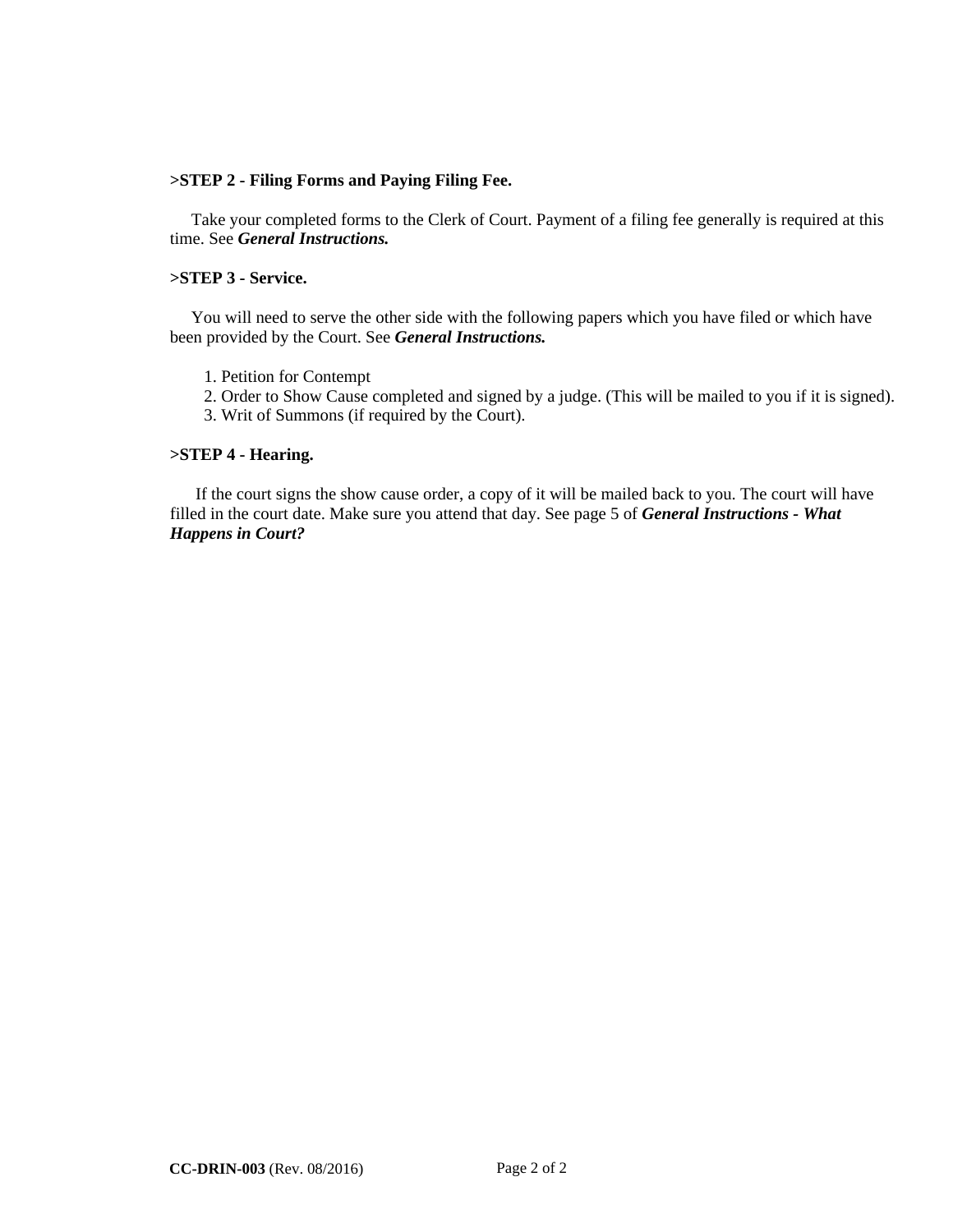**>STEP 2 - Filing Forms and Paying Filing Fee.**

Take your completed forms to the Clerk of Court. Payment of a filing fee generally is required at this time. See ***General Instructions.***

**>STEP 3 - Service.**

You will need to serve the other side with the following papers which you have filed or which have been provided by the Court. See ***General Instructions.***

1. Petition for Contempt
2. Order to Show Cause completed and signed by a judge. (This will be mailed to you if it is signed).
3. Writ of Summons (if required by the Court).

**>STEP 4 - Hearing.**

If the court signs the show cause order, a copy of it will be mailed back to you. The court will have filled in the court date. Make sure you attend that day. See page 5 of ***General Instructions - What Happens in Court?***

**CC-DRIN-003** (Rev. 08/2016)